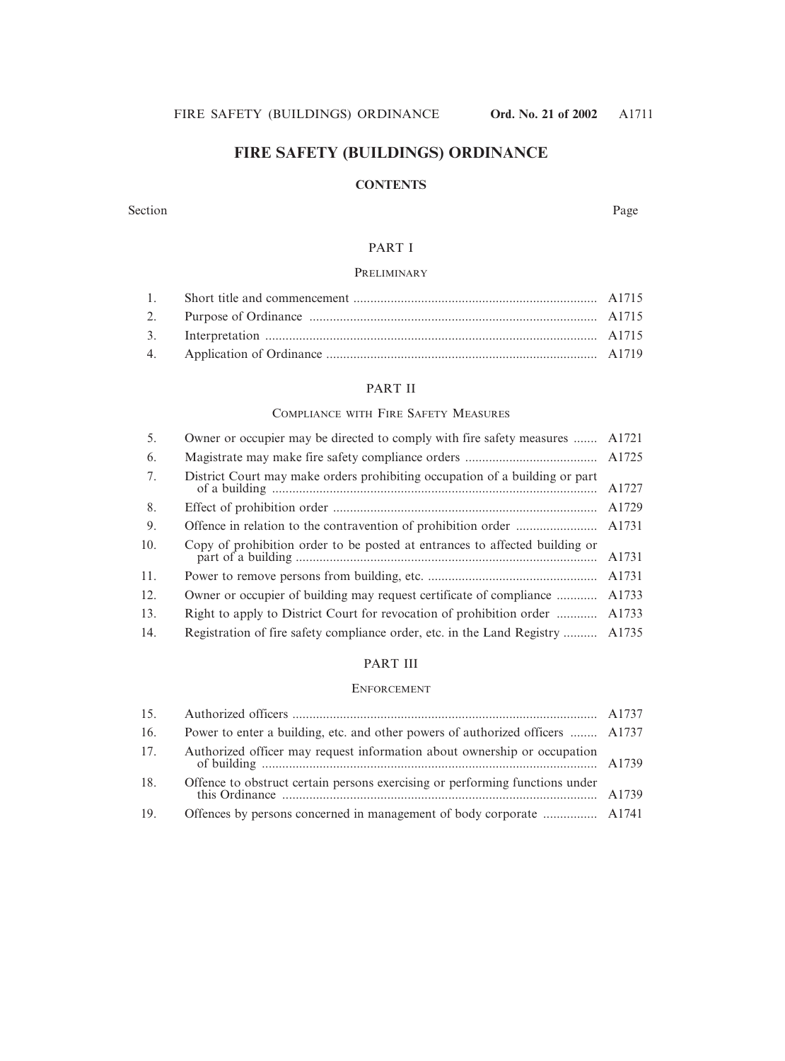# FIRE SAFETY (BUILDINGS) ORDINANCE

## CONTENTS

| Section | | Page |
|---|---|---|
| | **PART I** | |
| | PRELIMINARY | |
| 1. | Short title and commencement | A1715 |
| 2. | Purpose of Ordinance | A1715 |
| 3. | Interpretation | A1715 |
| 4. | Application of Ordinance | A1719 |
| | **PART II** | |
| | COMPLIANCE WITH FIRE SAFETY MEASURES | |
| 5. | Owner or occupier may be directed to comply with fire safety measures | A1721 |
| 6. | Magistrate may make fire safety compliance orders | A1725 |
| 7. | District Court may make orders prohibiting occupation of a building or part of a building | A1727 |
| 8. | Effect of prohibition order | A1729 |
| 9. | Offence in relation to the contravention of prohibition order | A1731 |
| 10. | Copy of prohibition order to be posted at entrances to affected building or part of a building | A1731 |
| 11. | Power to remove persons from building, etc. | A1731 |
| 12. | Owner or occupier of building may request certificate of compliance | A1733 |
| 13. | Right to apply to District Court for revocation of prohibition order | A1733 |
| 14. | Registration of fire safety compliance order, etc. in the Land Registry | A1735 |
| | **PART III** | |
| | ENFORCEMENT | |
| 15. | Authorized officers | A1737 |
| 16. | Power to enter a building, etc. and other powers of authorized officers | A1737 |
| 17. | Authorized officer may request information about ownership or occupation of building | A1739 |
| 18. | Offence to obstruct certain persons exercising or performing functions under this Ordinance | A1739 |
| 19. | Offences by persons concerned in management of body corporate | A1741 |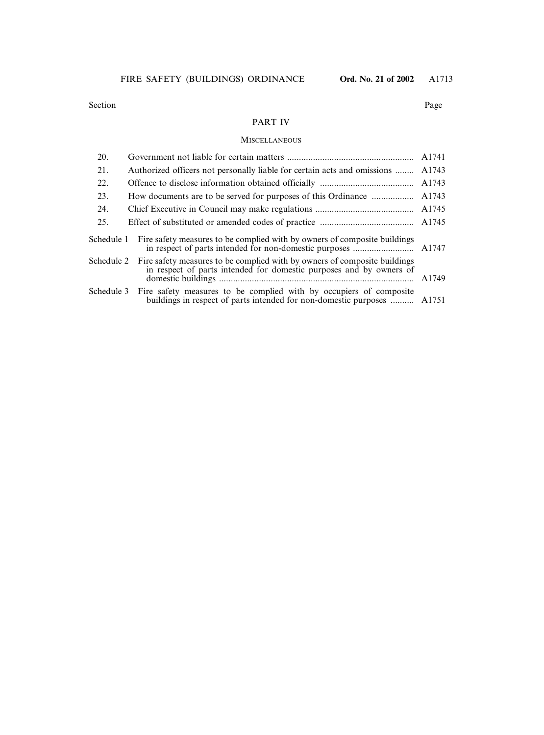| Section | | Page |
|---|---|---|

## PART IV

### MISCELLANEOUS

| Section | | Page |
|---|---|---|
| 20. | Government not liable for certain matters | A1741 |
| 21. | Authorized officers not personally liable for certain acts and omissions | A1743 |
| 22. | Offence to disclose information obtained officially | A1743 |
| 23. | How documents are to be served for purposes of this Ordinance | A1743 |
| 24. | Chief Executive in Council may make regulations | A1745 |
| 25. | Effect of substituted or amended codes of practice | A1745 |
| Schedule 1 | Fire safety measures to be complied with by owners of composite buildings in respect of parts intended for non-domestic purposes | A1747 |
| Schedule 2 | Fire safety measures to be complied with by owners of composite buildings in respect of parts intended for domestic purposes and by owners of domestic buildings | A1749 |
| Schedule 3 | Fire safety measures to be complied with by occupiers of composite buildings in respect of parts intended for non-domestic purposes | A1751 |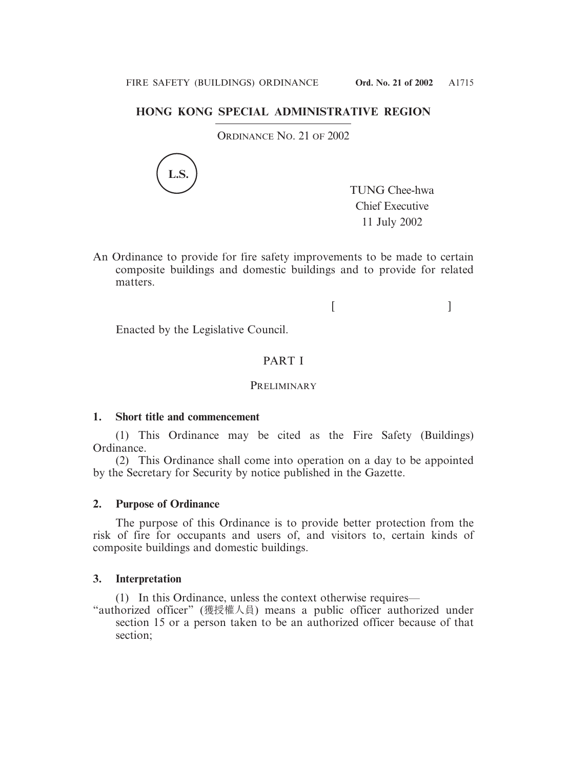# HONG KONG SPECIAL ADMINISTRATIVE REGION

ORDINANCE NO. 21 OF 2002

L.S.

TUNG Chee-hwa
Chief Executive
11 July 2002

An Ordinance to provide for fire safety improvements to be made to certain composite buildings and domestic buildings and to provide for related matters.

[ ]

Enacted by the Legislative Council.

## PART I

### PRELIMINARY

**1. Short title and commencement**

(1) This Ordinance may be cited as the Fire Safety (Buildings) Ordinance.

(2) This Ordinance shall come into operation on a day to be appointed by the Secretary for Security by notice published in the Gazette.

**2. Purpose of Ordinance**

The purpose of this Ordinance is to provide better protection from the risk of fire for occupants and users of, and visitors to, certain kinds of composite buildings and domestic buildings.

**3. Interpretation**

(1) In this Ordinance, unless the context otherwise requires—

"authorized officer" (獲授權人員) means a public officer authorized under section 15 or a person taken to be an authorized officer because of that section;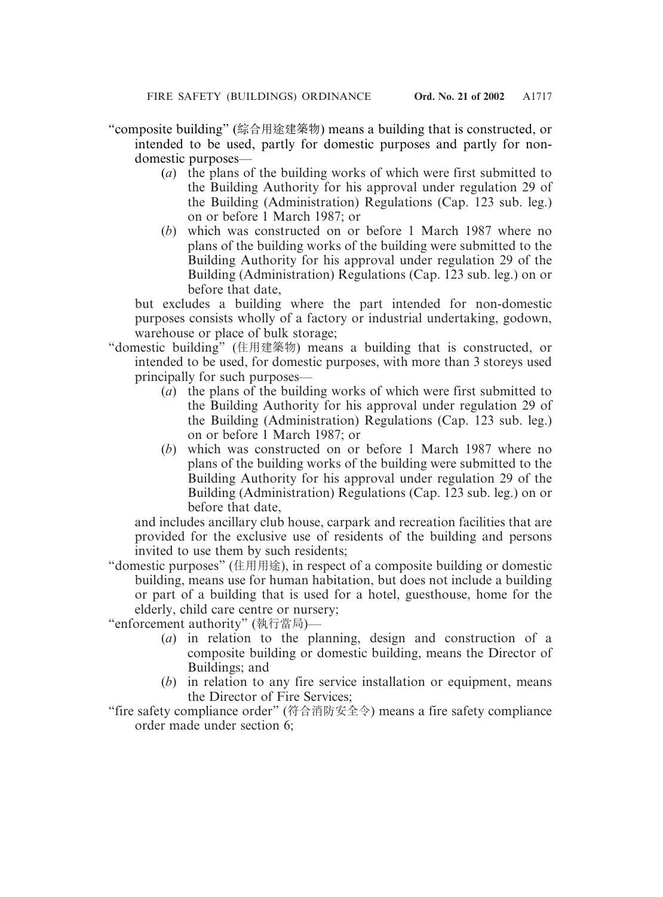"composite building" (綜合用途建築物) means a building that is constructed, or intended to be used, partly for domestic purposes and partly for non-domestic purposes—

(*a*) the plans of the building works of which were first submitted to the Building Authority for his approval under regulation 29 of the Building (Administration) Regulations (Cap. 123 sub. leg.) on or before 1 March 1987; or

(*b*) which was constructed on or before 1 March 1987 where no plans of the building works of the building were submitted to the Building Authority for his approval under regulation 29 of the Building (Administration) Regulations (Cap. 123 sub. leg.) on or before that date,

but excludes a building where the part intended for non-domestic purposes consists wholly of a factory or industrial undertaking, godown, warehouse or place of bulk storage;

"domestic building" (住用建築物) means a building that is constructed, or intended to be used, for domestic purposes, with more than 3 storeys used principally for such purposes—

(*a*) the plans of the building works of which were first submitted to the Building Authority for his approval under regulation 29 of the Building (Administration) Regulations (Cap. 123 sub. leg.) on or before 1 March 1987; or

(*b*) which was constructed on or before 1 March 1987 where no plans of the building works of the building were submitted to the Building Authority for his approval under regulation 29 of the Building (Administration) Regulations (Cap. 123 sub. leg.) on or before that date,

and includes ancillary club house, carpark and recreation facilities that are provided for the exclusive use of residents of the building and persons invited to use them by such residents;

"domestic purposes" (住用用途), in respect of a composite building or domestic building, means use for human habitation, but does not include a building or part of a building that is used for a hotel, guesthouse, home for the elderly, child care centre or nursery;

"enforcement authority" (執行當局)—

(*a*) in relation to the planning, design and construction of a composite building or domestic building, means the Director of Buildings; and

(*b*) in relation to any fire service installation or equipment, means the Director of Fire Services;

"fire safety compliance order" (符合消防安全令) means a fire safety compliance order made under section 6;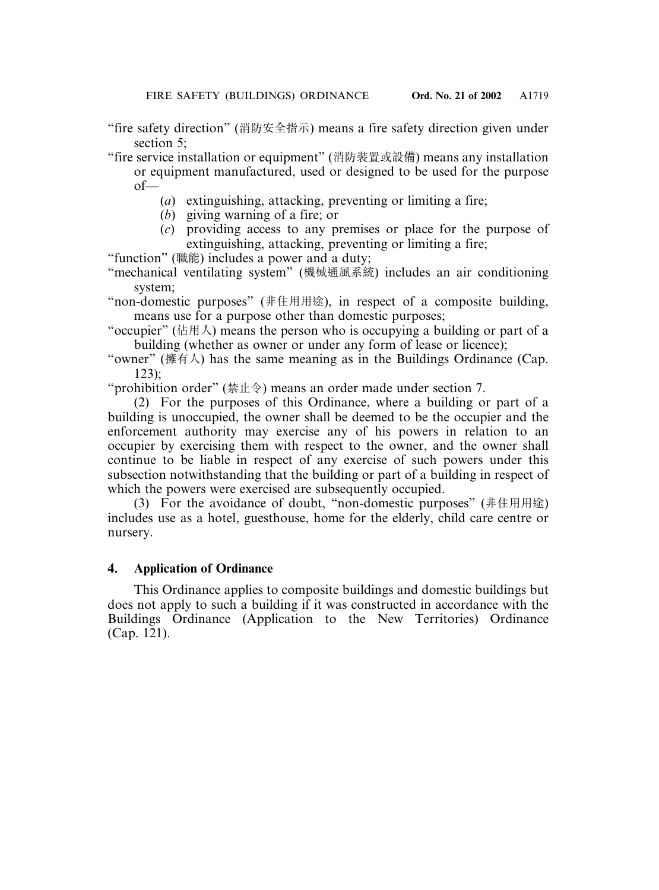"fire safety direction" (消防安全指示) means a fire safety direction given under section 5;

"fire service installation or equipment" (消防裝置或設備) means any installation or equipment manufactured, used or designed to be used for the purpose of—

- (*a*) extinguishing, attacking, preventing or limiting a fire;
- (*b*) giving warning of a fire; or
- (*c*) providing access to any premises or place for the purpose of extinguishing, attacking, preventing or limiting a fire;

"function" (職能) includes a power and a duty;

"mechanical ventilating system" (機械通風系統) includes an air conditioning system;

"non-domestic purposes" (非住用用途), in respect of a composite building, means use for a purpose other than domestic purposes;

"occupier" (佔用人) means the person who is occupying a building or part of a building (whether as owner or under any form of lease or licence);

"owner" (擁有人) has the same meaning as in the Buildings Ordinance (Cap. 123);

"prohibition order" (禁止令) means an order made under section 7.

(2) For the purposes of this Ordinance, where a building or part of a building is unoccupied, the owner shall be deemed to be the occupier and the enforcement authority may exercise any of his powers in relation to an occupier by exercising them with respect to the owner, and the owner shall continue to be liable in respect of any exercise of such powers under this subsection notwithstanding that the building or part of a building in respect of which the powers were exercised are subsequently occupied.

(3) For the avoidance of doubt, "non-domestic purposes" (非住用用途) includes use as a hotel, guesthouse, home for the elderly, child care centre or nursery.

## 4. Application of Ordinance

This Ordinance applies to composite buildings and domestic buildings but does not apply to such a building if it was constructed in accordance with the Buildings Ordinance (Application to the New Territories) Ordinance (Cap. 121).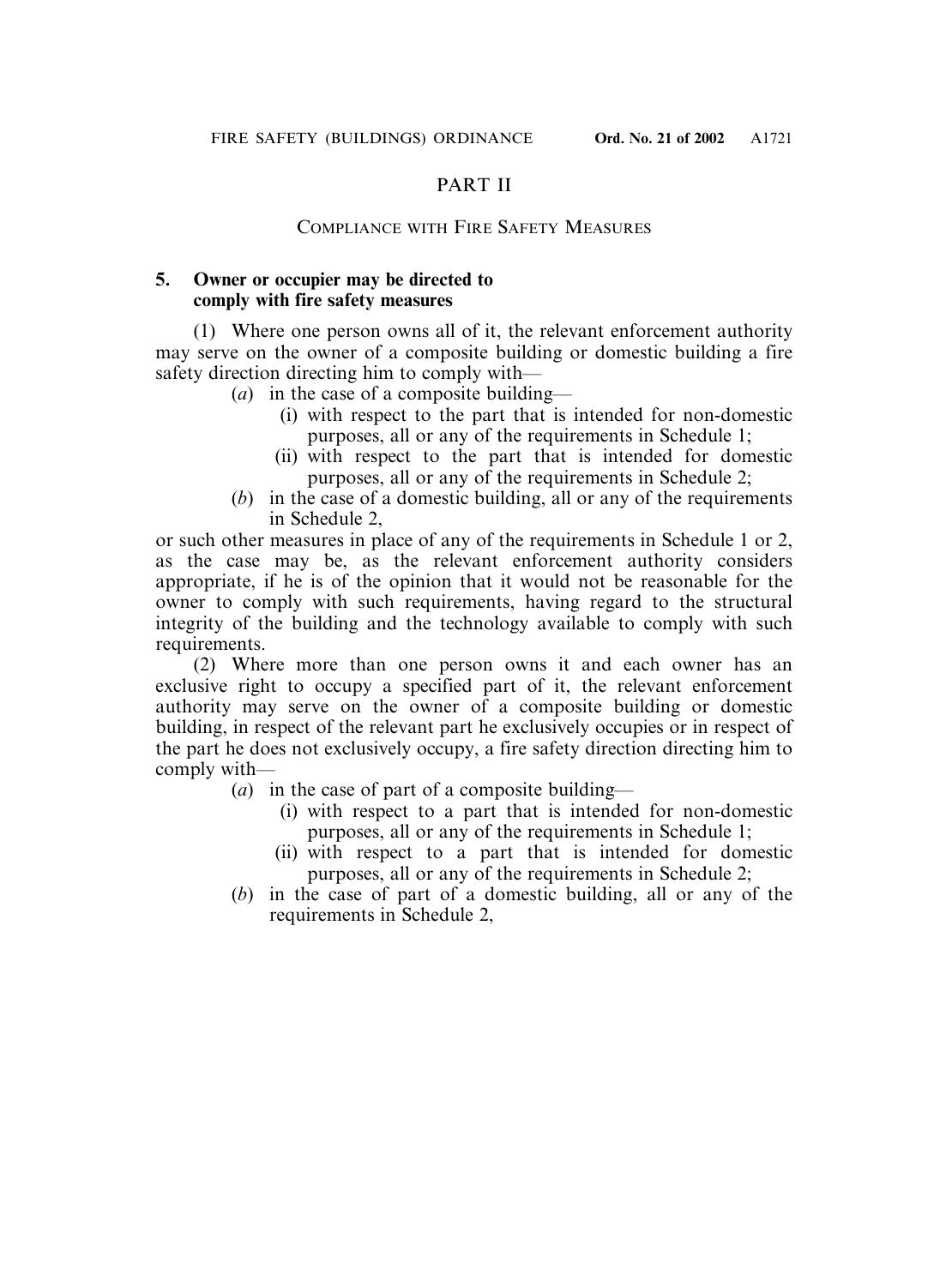## PART II

### COMPLIANCE WITH FIRE SAFETY MEASURES

**5. Owner or occupier may be directed to comply with fire safety measures**

(1) Where one person owns all of it, the relevant enforcement authority may serve on the owner of a composite building or domestic building a fire safety direction directing him to comply with—

- (*a*) in the case of a composite building—
  - (i) with respect to the part that is intended for non-domestic purposes, all or any of the requirements in Schedule 1;
  - (ii) with respect to the part that is intended for domestic purposes, all or any of the requirements in Schedule 2;
- (*b*) in the case of a domestic building, all or any of the requirements in Schedule 2,

or such other measures in place of any of the requirements in Schedule 1 or 2, as the case may be, as the relevant enforcement authority considers appropriate, if he is of the opinion that it would not be reasonable for the owner to comply with such requirements, having regard to the structural integrity of the building and the technology available to comply with such requirements.

(2) Where more than one person owns it and each owner has an exclusive right to occupy a specified part of it, the relevant enforcement authority may serve on the owner of a composite building or domestic building, in respect of the relevant part he exclusively occupies or in respect of the part he does not exclusively occupy, a fire safety direction directing him to comply with—

- (*a*) in the case of part of a composite building—
  - (i) with respect to a part that is intended for non-domestic purposes, all or any of the requirements in Schedule 1;
  - (ii) with respect to a part that is intended for domestic purposes, all or any of the requirements in Schedule 2;
- (*b*) in the case of part of a domestic building, all or any of the requirements in Schedule 2,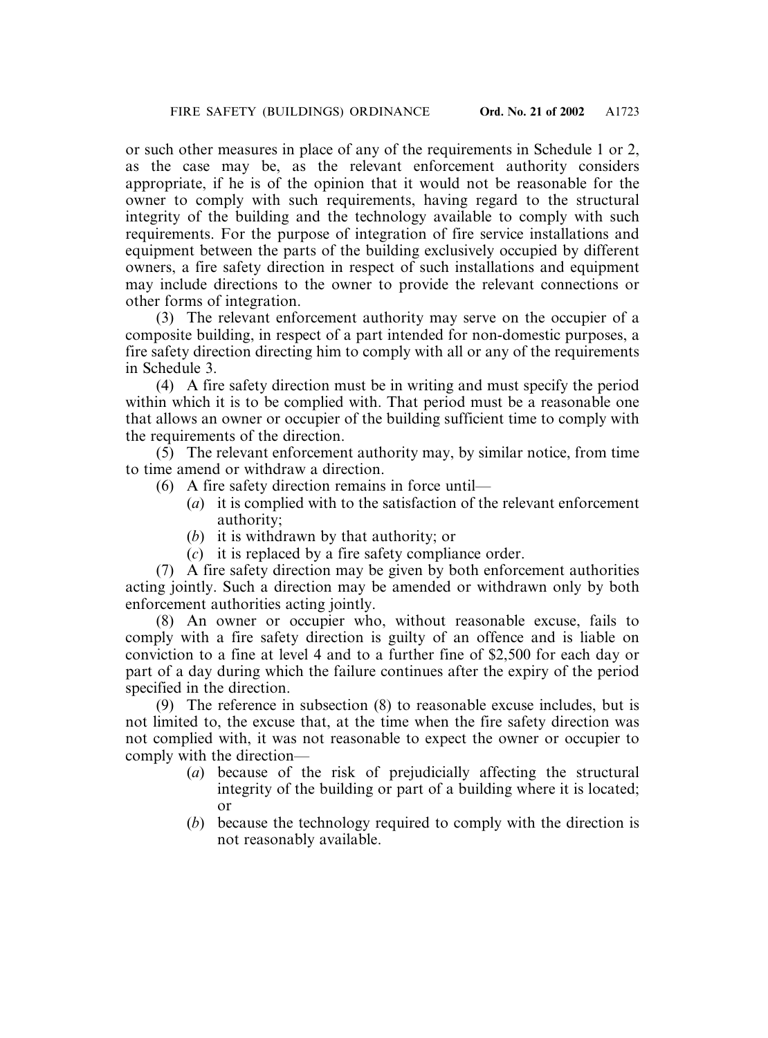or such other measures in place of any of the requirements in Schedule 1 or 2, as the case may be, as the relevant enforcement authority considers appropriate, if he is of the opinion that it would not be reasonable for the owner to comply with such requirements, having regard to the structural integrity of the building and the technology available to comply with such requirements. For the purpose of integration of fire service installations and equipment between the parts of the building exclusively occupied by different owners, a fire safety direction in respect of such installations and equipment may include directions to the owner to provide the relevant connections or other forms of integration.

(3) The relevant enforcement authority may serve on the occupier of a composite building, in respect of a part intended for non-domestic purposes, a fire safety direction directing him to comply with all or any of the requirements in Schedule 3.

(4) A fire safety direction must be in writing and must specify the period within which it is to be complied with. That period must be a reasonable one that allows an owner or occupier of the building sufficient time to comply with the requirements of the direction.

(5) The relevant enforcement authority may, by similar notice, from time to time amend or withdraw a direction.

(6) A fire safety direction remains in force until—

(*a*) it is complied with to the satisfaction of the relevant enforcement authority;

(*b*) it is withdrawn by that authority; or

(*c*) it is replaced by a fire safety compliance order.

(7) A fire safety direction may be given by both enforcement authorities acting jointly. Such a direction may be amended or withdrawn only by both enforcement authorities acting jointly.

(8) An owner or occupier who, without reasonable excuse, fails to comply with a fire safety direction is guilty of an offence and is liable on conviction to a fine at level 4 and to a further fine of $2,500 for each day or part of a day during which the failure continues after the expiry of the period specified in the direction.

(9) The reference in subsection (8) to reasonable excuse includes, but is not limited to, the excuse that, at the time when the fire safety direction was not complied with, it was not reasonable to expect the owner or occupier to comply with the direction—

(*a*) because of the risk of prejudicially affecting the structural integrity of the building or part of a building where it is located; or

(*b*) because the technology required to comply with the direction is not reasonably available.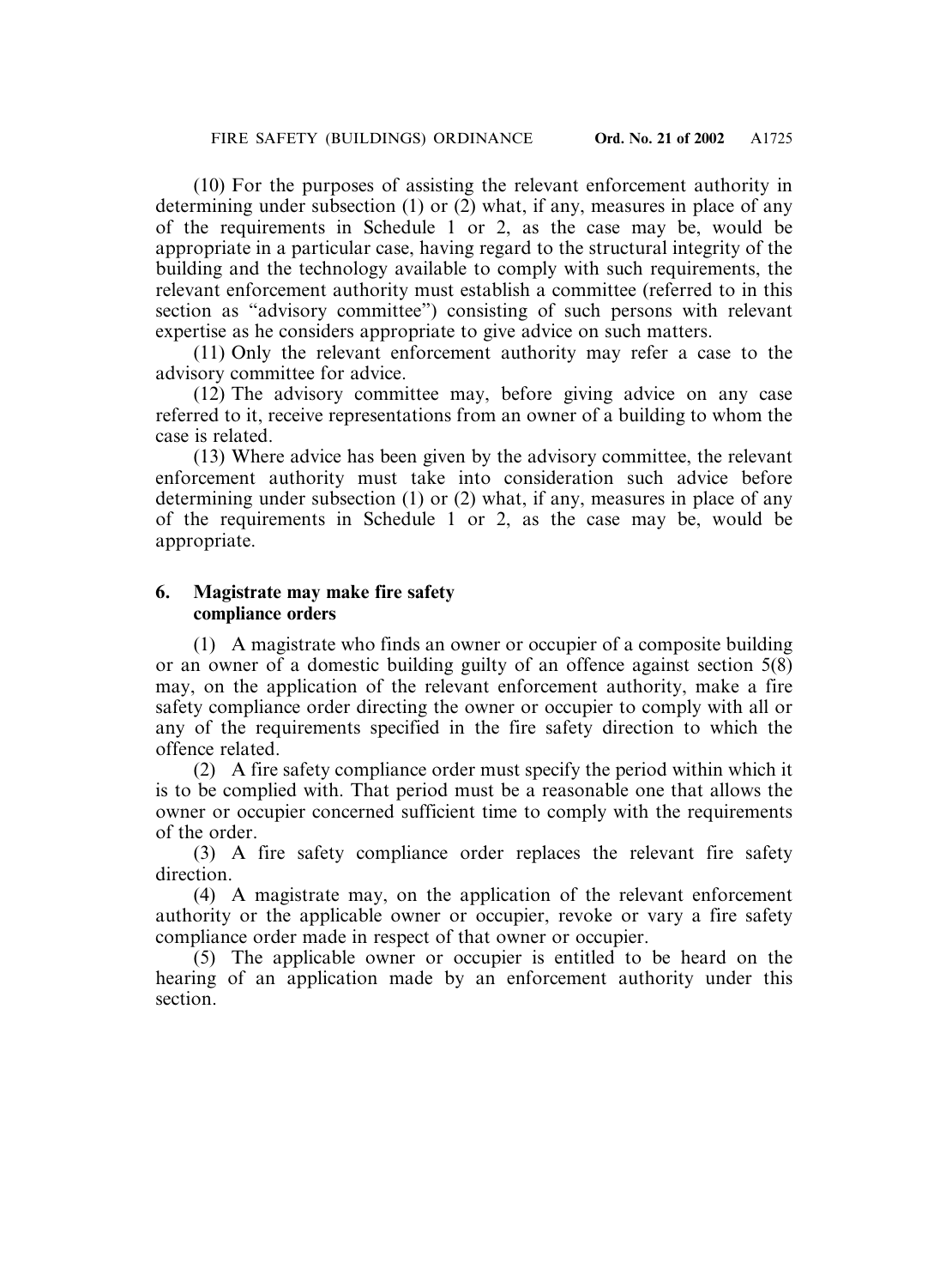(10) For the purposes of assisting the relevant enforcement authority in determining under subsection (1) or (2) what, if any, measures in place of any of the requirements in Schedule 1 or 2, as the case may be, would be appropriate in a particular case, having regard to the structural integrity of the building and the technology available to comply with such requirements, the relevant enforcement authority must establish a committee (referred to in this section as "advisory committee") consisting of such persons with relevant expertise as he considers appropriate to give advice on such matters.

(11) Only the relevant enforcement authority may refer a case to the advisory committee for advice.

(12) The advisory committee may, before giving advice on any case referred to it, receive representations from an owner of a building to whom the case is related.

(13) Where advice has been given by the advisory committee, the relevant enforcement authority must take into consideration such advice before determining under subsection (1) or (2) what, if any, measures in place of any of the requirements in Schedule 1 or 2, as the case may be, would be appropriate.

### 6. Magistrate may make fire safety compliance orders

(1) A magistrate who finds an owner or occupier of a composite building or an owner of a domestic building guilty of an offence against section 5(8) may, on the application of the relevant enforcement authority, make a fire safety compliance order directing the owner or occupier to comply with all or any of the requirements specified in the fire safety direction to which the offence related.

(2) A fire safety compliance order must specify the period within which it is to be complied with. That period must be a reasonable one that allows the owner or occupier concerned sufficient time to comply with the requirements of the order.

(3) A fire safety compliance order replaces the relevant fire safety direction.

(4) A magistrate may, on the application of the relevant enforcement authority or the applicable owner or occupier, revoke or vary a fire safety compliance order made in respect of that owner or occupier.

(5) The applicable owner or occupier is entitled to be heard on the hearing of an application made by an enforcement authority under this section.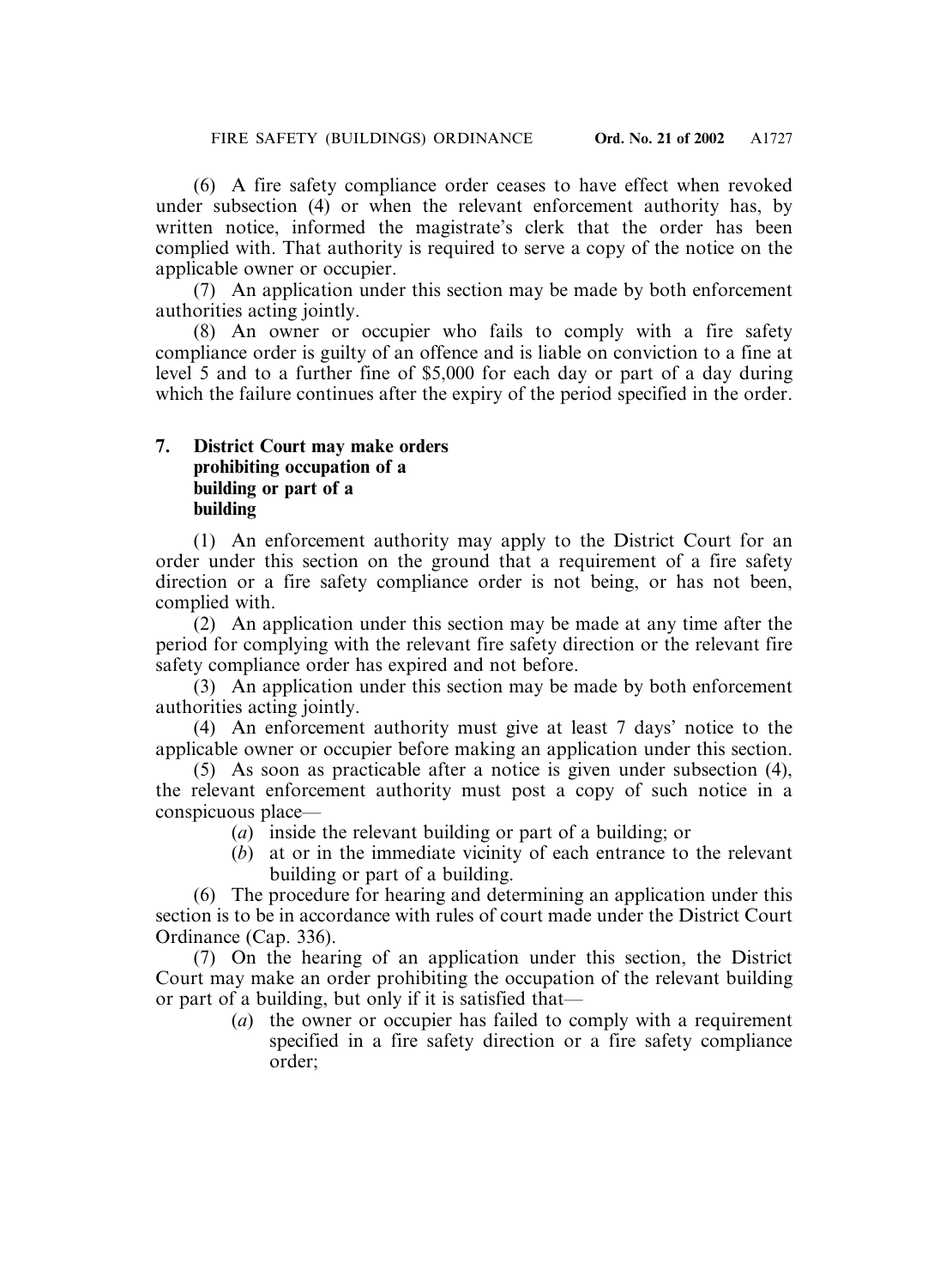(6) A fire safety compliance order ceases to have effect when revoked under subsection (4) or when the relevant enforcement authority has, by written notice, informed the magistrate's clerk that the order has been complied with. That authority is required to serve a copy of the notice on the applicable owner or occupier.

(7) An application under this section may be made by both enforcement authorities acting jointly.

(8) An owner or occupier who fails to comply with a fire safety compliance order is guilty of an offence and is liable on conviction to a fine at level 5 and to a further fine of $5,000 for each day or part of a day during which the failure continues after the expiry of the period specified in the order.

**7. District Court may make orders prohibiting occupation of a building or part of a building**

(1) An enforcement authority may apply to the District Court for an order under this section on the ground that a requirement of a fire safety direction or a fire safety compliance order is not being, or has not been, complied with.

(2) An application under this section may be made at any time after the period for complying with the relevant fire safety direction or the relevant fire safety compliance order has expired and not before.

(3) An application under this section may be made by both enforcement authorities acting jointly.

(4) An enforcement authority must give at least 7 days' notice to the applicable owner or occupier before making an application under this section.

(5) As soon as practicable after a notice is given under subsection (4), the relevant enforcement authority must post a copy of such notice in a conspicuous place—

(*a*) inside the relevant building or part of a building; or

(*b*) at or in the immediate vicinity of each entrance to the relevant building or part of a building.

(6) The procedure for hearing and determining an application under this section is to be in accordance with rules of court made under the District Court Ordinance (Cap. 336).

(7) On the hearing of an application under this section, the District Court may make an order prohibiting the occupation of the relevant building or part of a building, but only if it is satisfied that—

(*a*) the owner or occupier has failed to comply with a requirement specified in a fire safety direction or a fire safety compliance order;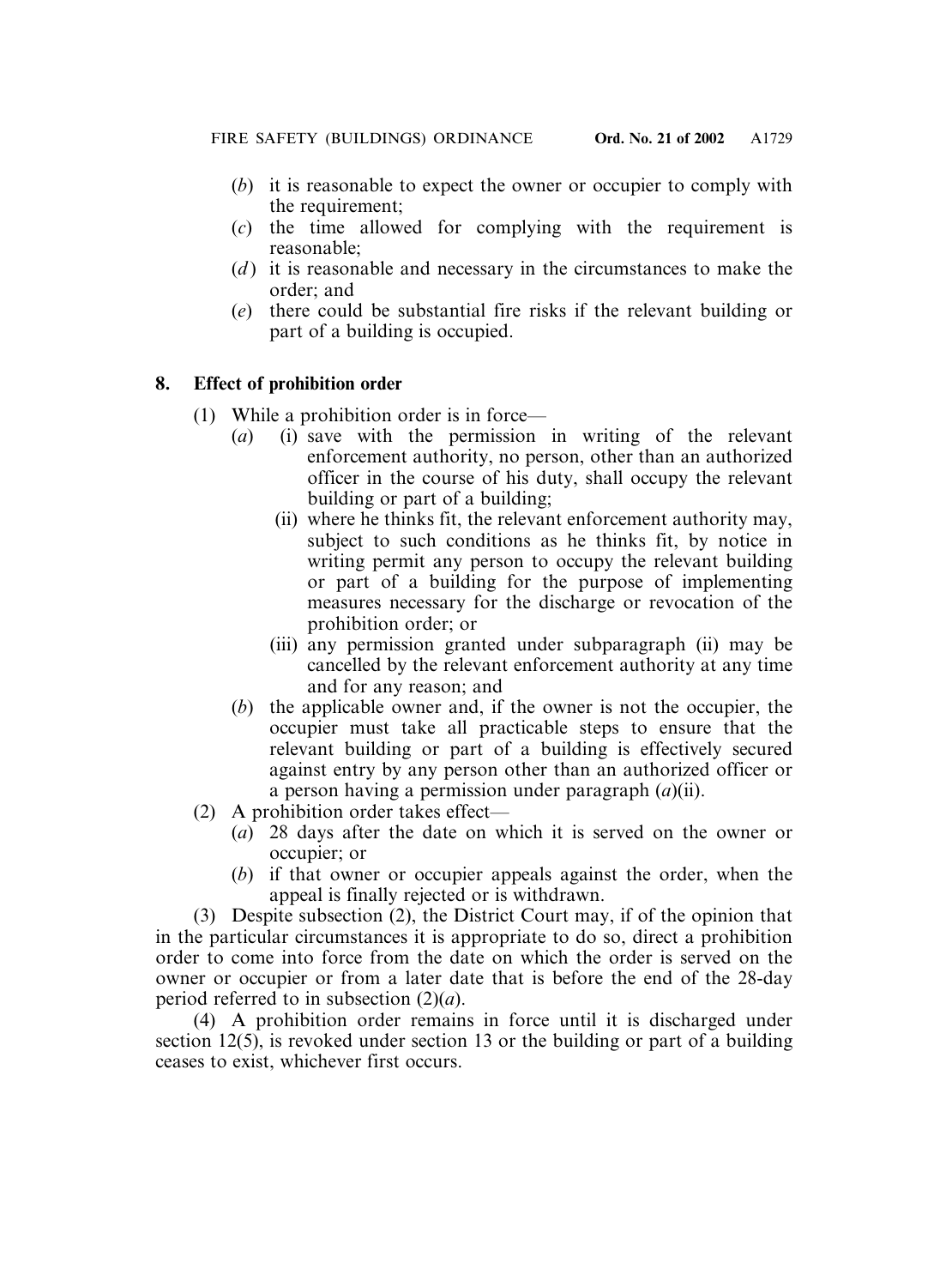(*b*) it is reasonable to expect the owner or occupier to comply with the requirement;

(*c*) the time allowed for complying with the requirement is reasonable;

(*d*) it is reasonable and necessary in the circumstances to make the order; and

(*e*) there could be substantial fire risks if the relevant building or part of a building is occupied.

**8. Effect of prohibition order**

(1) While a prohibition order is in force—

(*a*) (i) save with the permission in writing of the relevant enforcement authority, no person, other than an authorized officer in the course of his duty, shall occupy the relevant building or part of a building;

(ii) where he thinks fit, the relevant enforcement authority may, subject to such conditions as he thinks fit, by notice in writing permit any person to occupy the relevant building or part of a building for the purpose of implementing measures necessary for the discharge or revocation of the prohibition order; or

(iii) any permission granted under subparagraph (ii) may be cancelled by the relevant enforcement authority at any time and for any reason; and

(*b*) the applicable owner and, if the owner is not the occupier, the occupier must take all practicable steps to ensure that the relevant building or part of a building is effectively secured against entry by any person other than an authorized officer or a person having a permission under paragraph (*a*)(ii).

(2) A prohibition order takes effect—

(*a*) 28 days after the date on which it is served on the owner or occupier; or

(*b*) if that owner or occupier appeals against the order, when the appeal is finally rejected or is withdrawn.

(3) Despite subsection (2), the District Court may, if of the opinion that in the particular circumstances it is appropriate to do so, direct a prohibition order to come into force from the date on which the order is served on the owner or occupier or from a later date that is before the end of the 28-day period referred to in subsection (2)(*a*).

(4) A prohibition order remains in force until it is discharged under section 12(5), is revoked under section 13 or the building or part of a building ceases to exist, whichever first occurs.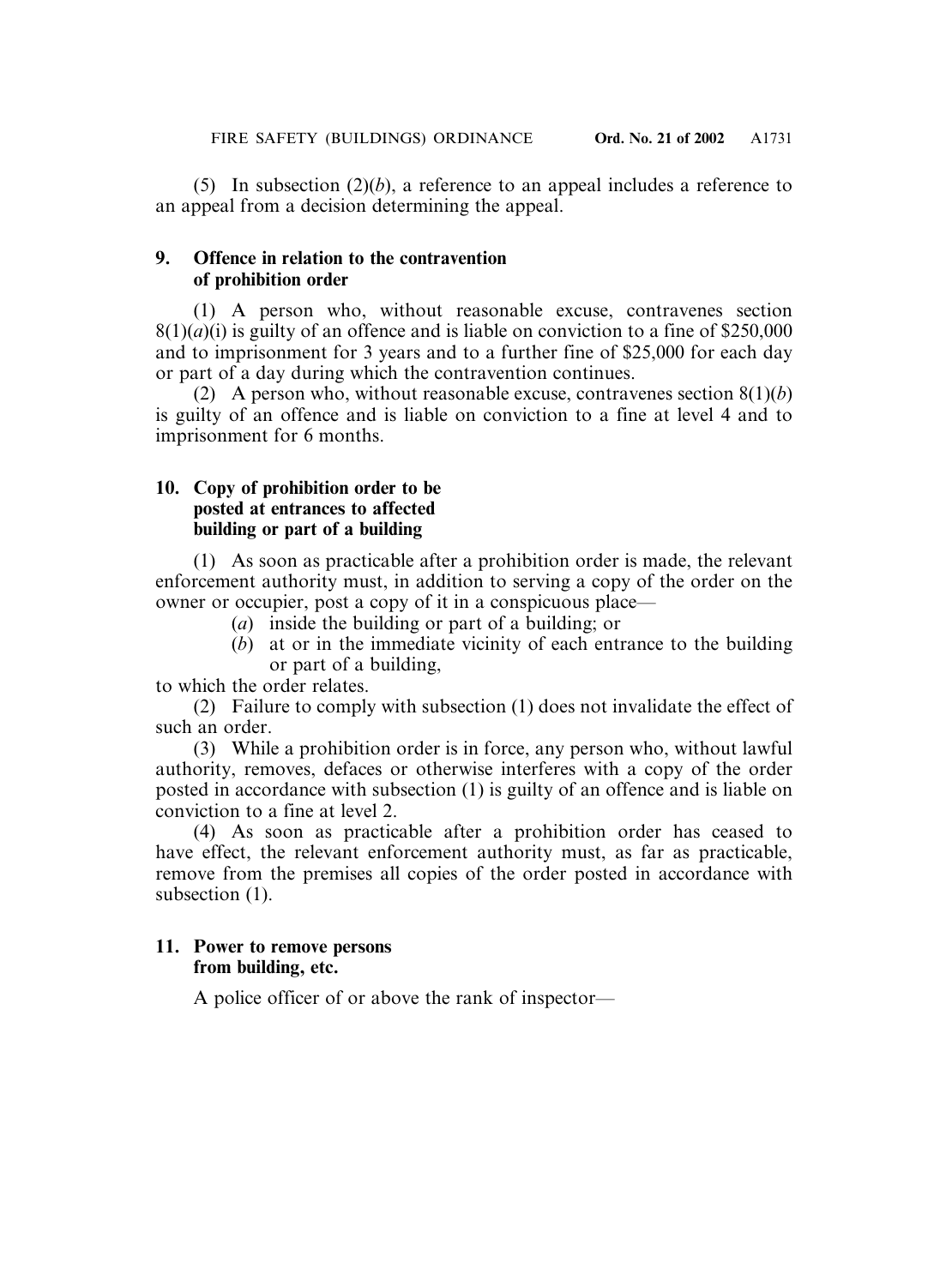(5) In subsection (2)(*b*), a reference to an appeal includes a reference to an appeal from a decision determining the appeal.

### 9. Offence in relation to the contravention of prohibition order

(1) A person who, without reasonable excuse, contravenes section 8(1)(*a*)(i) is guilty of an offence and is liable on conviction to a fine of $250,000 and to imprisonment for 3 years and to a further fine of $25,000 for each day or part of a day during which the contravention continues.

(2) A person who, without reasonable excuse, contravenes section 8(1)(*b*) is guilty of an offence and is liable on conviction to a fine at level 4 and to imprisonment for 6 months.

### 10. Copy of prohibition order to be posted at entrances to affected building or part of a building

(1) As soon as practicable after a prohibition order is made, the relevant enforcement authority must, in addition to serving a copy of the order on the owner or occupier, post a copy of it in a conspicuous place—

- (*a*) inside the building or part of a building; or
- (*b*) at or in the immediate vicinity of each entrance to the building or part of a building,

to which the order relates.

(2) Failure to comply with subsection (1) does not invalidate the effect of such an order.

(3) While a prohibition order is in force, any person who, without lawful authority, removes, defaces or otherwise interferes with a copy of the order posted in accordance with subsection (1) is guilty of an offence and is liable on conviction to a fine at level 2.

(4) As soon as practicable after a prohibition order has ceased to have effect, the relevant enforcement authority must, as far as practicable, remove from the premises all copies of the order posted in accordance with subsection (1).

### 11. Power to remove persons from building, etc.

A police officer of or above the rank of inspector—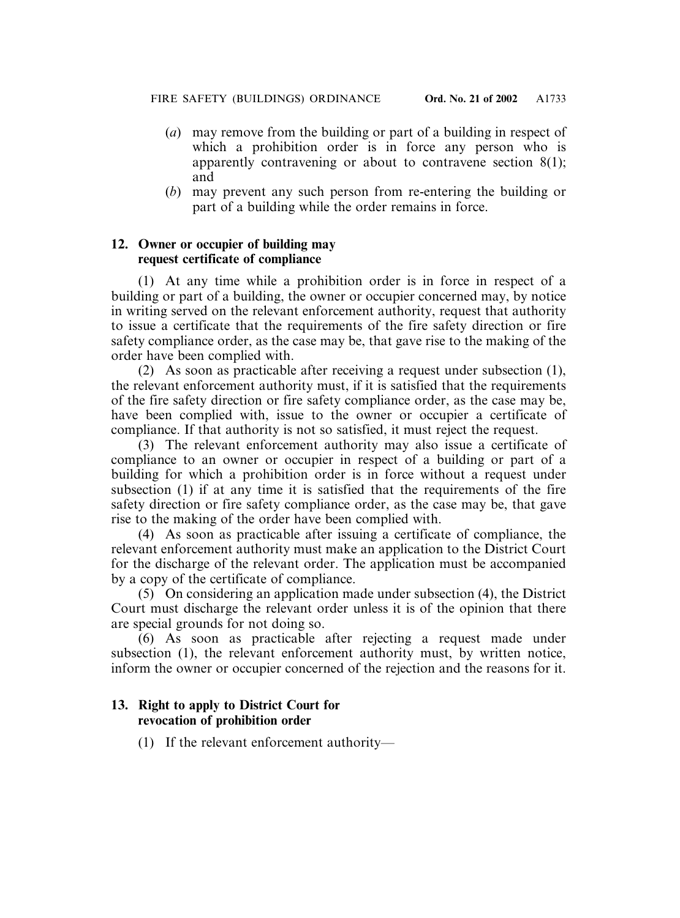(*a*) may remove from the building or part of a building in respect of which a prohibition order is in force any person who is apparently contravening or about to contravene section 8(1); and

(*b*) may prevent any such person from re-entering the building or part of a building while the order remains in force.

**12. Owner or occupier of building may request certificate of compliance**

(1) At any time while a prohibition order is in force in respect of a building or part of a building, the owner or occupier concerned may, by notice in writing served on the relevant enforcement authority, request that authority to issue a certificate that the requirements of the fire safety direction or fire safety compliance order, as the case may be, that gave rise to the making of the order have been complied with.

(2) As soon as practicable after receiving a request under subsection (1), the relevant enforcement authority must, if it is satisfied that the requirements of the fire safety direction or fire safety compliance order, as the case may be, have been complied with, issue to the owner or occupier a certificate of compliance. If that authority is not so satisfied, it must reject the request.

(3) The relevant enforcement authority may also issue a certificate of compliance to an owner or occupier in respect of a building or part of a building for which a prohibition order is in force without a request under subsection (1) if at any time it is satisfied that the requirements of the fire safety direction or fire safety compliance order, as the case may be, that gave rise to the making of the order have been complied with.

(4) As soon as practicable after issuing a certificate of compliance, the relevant enforcement authority must make an application to the District Court for the discharge of the relevant order. The application must be accompanied by a copy of the certificate of compliance.

(5) On considering an application made under subsection (4), the District Court must discharge the relevant order unless it is of the opinion that there are special grounds for not doing so.

(6) As soon as practicable after rejecting a request made under subsection (1), the relevant enforcement authority must, by written notice, inform the owner or occupier concerned of the rejection and the reasons for it.

**13. Right to apply to District Court for revocation of prohibition order**

(1) If the relevant enforcement authority—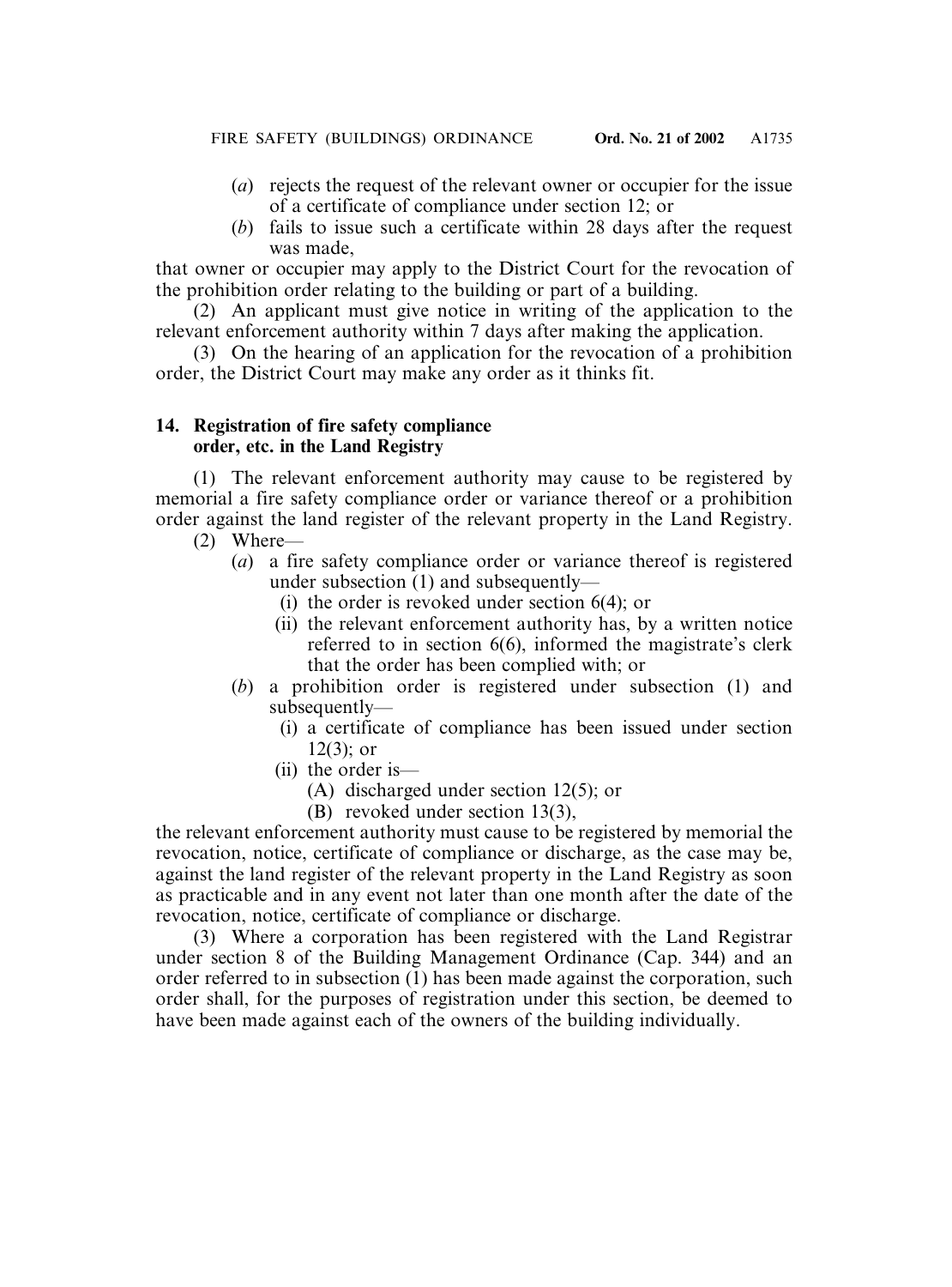(*a*) rejects the request of the relevant owner or occupier for the issue of a certificate of compliance under section 12; or

(*b*) fails to issue such a certificate within 28 days after the request was made,

that owner or occupier may apply to the District Court for the revocation of the prohibition order relating to the building or part of a building.

(2) An applicant must give notice in writing of the application to the relevant enforcement authority within 7 days after making the application.

(3) On the hearing of an application for the revocation of a prohibition order, the District Court may make any order as it thinks fit.

**14. Registration of fire safety compliance order, etc. in the Land Registry**

(1) The relevant enforcement authority may cause to be registered by memorial a fire safety compliance order or variance thereof or a prohibition order against the land register of the relevant property in the Land Registry.

(2) Where—

(*a*) a fire safety compliance order or variance thereof is registered under subsection (1) and subsequently—

(i) the order is revoked under section 6(4); or

(ii) the relevant enforcement authority has, by a written notice referred to in section 6(6), informed the magistrate's clerk that the order has been complied with; or

(*b*) a prohibition order is registered under subsection (1) and subsequently—

(i) a certificate of compliance has been issued under section 12(3); or

(ii) the order is—

(A) discharged under section 12(5); or

(B) revoked under section 13(3),

the relevant enforcement authority must cause to be registered by memorial the revocation, notice, certificate of compliance or discharge, as the case may be, against the land register of the relevant property in the Land Registry as soon as practicable and in any event not later than one month after the date of the revocation, notice, certificate of compliance or discharge.

(3) Where a corporation has been registered with the Land Registrar under section 8 of the Building Management Ordinance (Cap. 344) and an order referred to in subsection (1) has been made against the corporation, such order shall, for the purposes of registration under this section, be deemed to have been made against each of the owners of the building individually.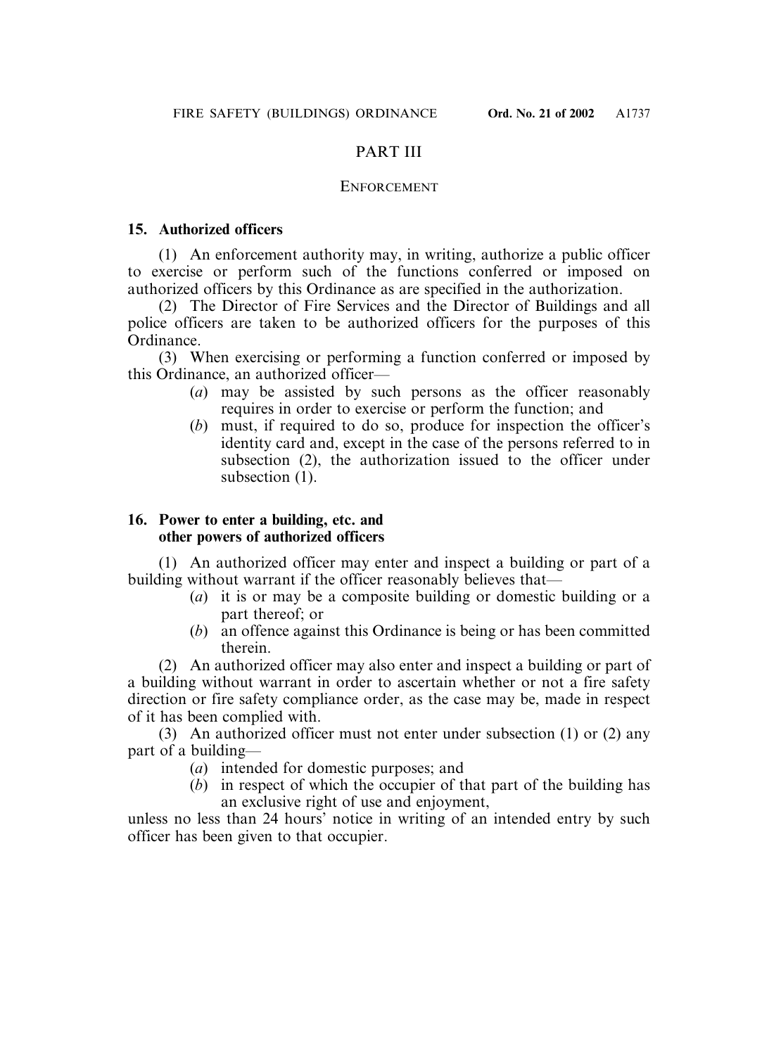## PART III

### ENFORCEMENT

**15. Authorized officers**

(1) An enforcement authority may, in writing, authorize a public officer to exercise or perform such of the functions conferred or imposed on authorized officers by this Ordinance as are specified in the authorization.

(2) The Director of Fire Services and the Director of Buildings and all police officers are taken to be authorized officers for the purposes of this Ordinance.

(3) When exercising or performing a function conferred or imposed by this Ordinance, an authorized officer—

- (*a*) may be assisted by such persons as the officer reasonably requires in order to exercise or perform the function; and
- (*b*) must, if required to do so, produce for inspection the officer's identity card and, except in the case of the persons referred to in subsection (2), the authorization issued to the officer under subsection (1).

**16. Power to enter a building, etc. and other powers of authorized officers**

(1) An authorized officer may enter and inspect a building or part of a building without warrant if the officer reasonably believes that—

- (*a*) it is or may be a composite building or domestic building or a part thereof; or
- (*b*) an offence against this Ordinance is being or has been committed therein.

(2) An authorized officer may also enter and inspect a building or part of a building without warrant in order to ascertain whether or not a fire safety direction or fire safety compliance order, as the case may be, made in respect of it has been complied with.

(3) An authorized officer must not enter under subsection (1) or (2) any part of a building—

- (*a*) intended for domestic purposes; and
- (*b*) in respect of which the occupier of that part of the building has an exclusive right of use and enjoyment,

unless no less than 24 hours' notice in writing of an intended entry by such officer has been given to that occupier.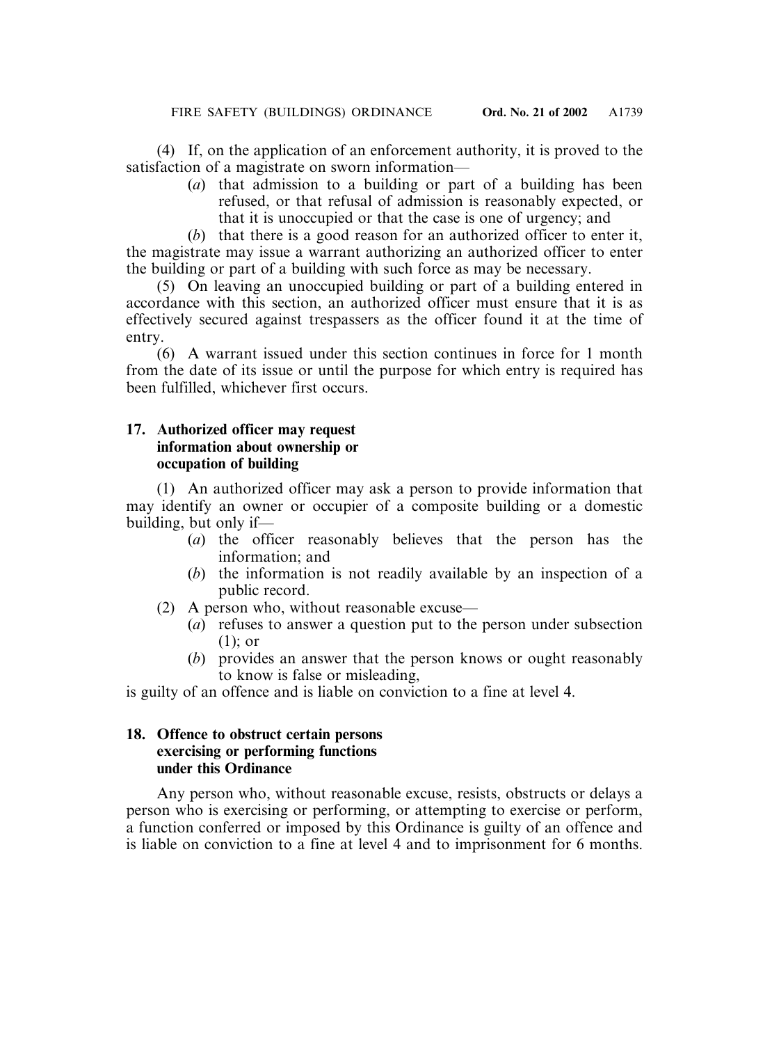(4) If, on the application of an enforcement authority, it is proved to the satisfaction of a magistrate on sworn information—

> (*a*) that admission to a building or part of a building has been refused, or that refusal of admission is reasonably expected, or that it is unoccupied or that the case is one of urgency; and
>
> (*b*) that there is a good reason for an authorized officer to enter it,

the magistrate may issue a warrant authorizing an authorized officer to enter the building or part of a building with such force as may be necessary.

(5) On leaving an unoccupied building or part of a building entered in accordance with this section, an authorized officer must ensure that it is as effectively secured against trespassers as the officer found it at the time of entry.

(6) A warrant issued under this section continues in force for 1 month from the date of its issue or until the purpose for which entry is required has been fulfilled, whichever first occurs.

**17. Authorized officer may request information about ownership or occupation of building**

(1) An authorized officer may ask a person to provide information that may identify an owner or occupier of a composite building or a domestic building, but only if—

> (*a*) the officer reasonably believes that the person has the information; and
>
> (*b*) the information is not readily available by an inspection of a public record.

(2) A person who, without reasonable excuse—

> (*a*) refuses to answer a question put to the person under subsection (1); or
>
> (*b*) provides an answer that the person knows or ought reasonably to know is false or misleading,

is guilty of an offence and is liable on conviction to a fine at level 4.

**18. Offence to obstruct certain persons exercising or performing functions under this Ordinance**

Any person who, without reasonable excuse, resists, obstructs or delays a person who is exercising or performing, or attempting to exercise or perform, a function conferred or imposed by this Ordinance is guilty of an offence and is liable on conviction to a fine at level 4 and to imprisonment for 6 months.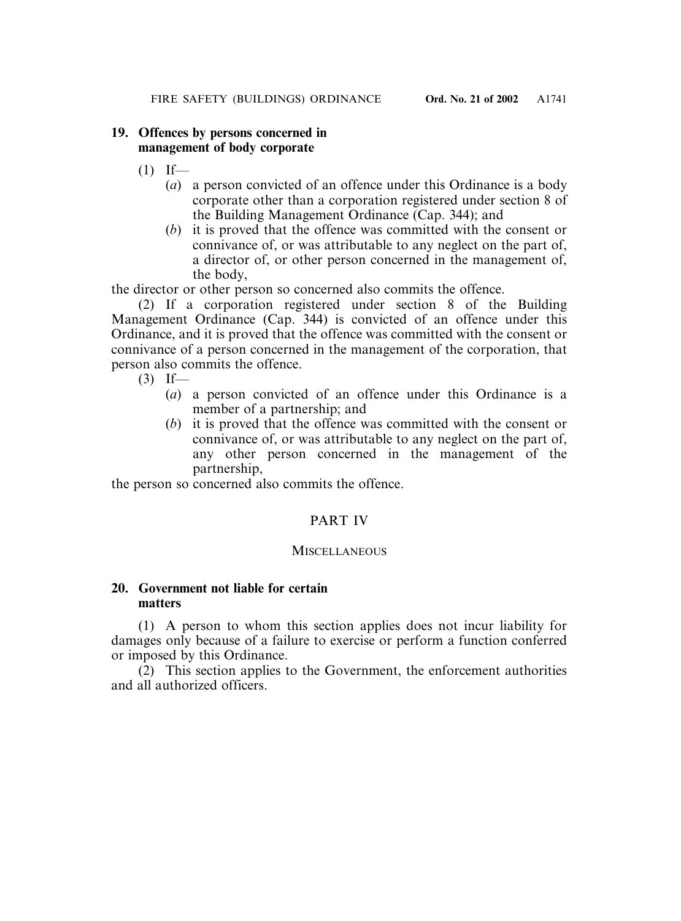### 19. Offences by persons concerned in management of body corporate

(1) If—

(*a*) a person convicted of an offence under this Ordinance is a body corporate other than a corporation registered under section 8 of the Building Management Ordinance (Cap. 344); and

(*b*) it is proved that the offence was committed with the consent or connivance of, or was attributable to any neglect on the part of, a director of, or other person concerned in the management of, the body,

the director or other person so concerned also commits the offence.

(2) If a corporation registered under section 8 of the Building Management Ordinance (Cap. 344) is convicted of an offence under this Ordinance, and it is proved that the offence was committed with the consent or connivance of a person concerned in the management of the corporation, that person also commits the offence.

(3) If—

(*a*) a person convicted of an offence under this Ordinance is a member of a partnership; and

(*b*) it is proved that the offence was committed with the consent or connivance of, or was attributable to any neglect on the part of, any other person concerned in the management of the partnership,

the person so concerned also commits the offence.

## PART IV

## MISCELLANEOUS

### 20. Government not liable for certain matters

(1) A person to whom this section applies does not incur liability for damages only because of a failure to exercise or perform a function conferred or imposed by this Ordinance.

(2) This section applies to the Government, the enforcement authorities and all authorized officers.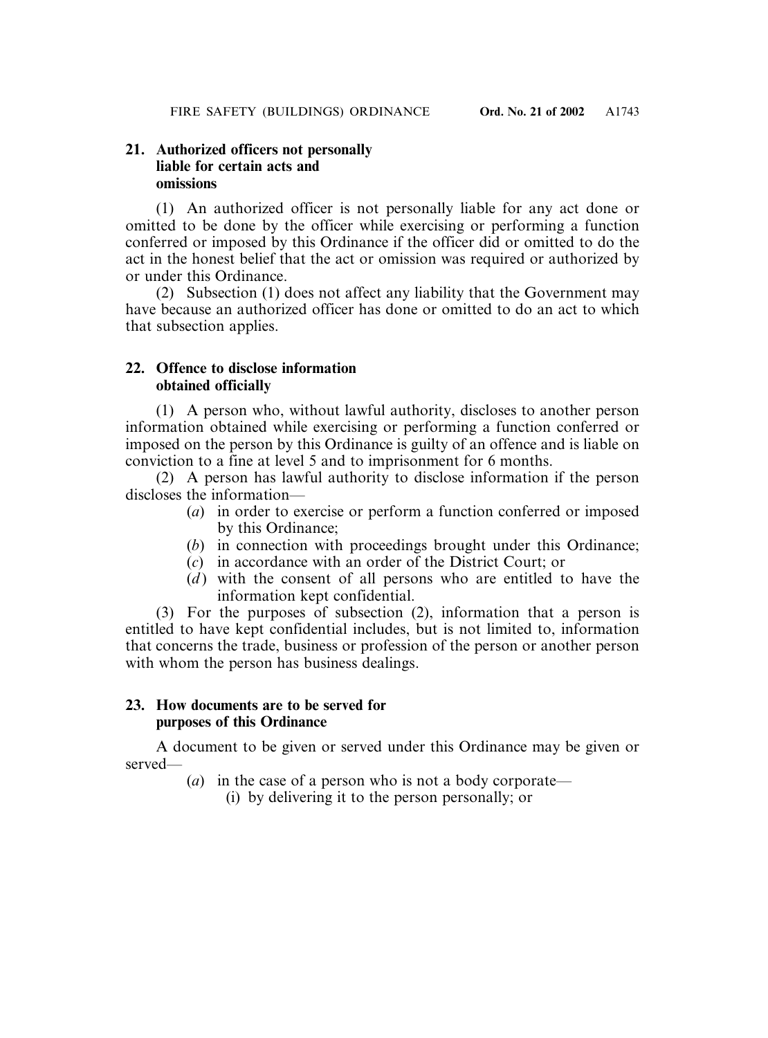**21. Authorized officers not personally liable for certain acts and omissions**

(1) An authorized officer is not personally liable for any act done or omitted to be done by the officer while exercising or performing a function conferred or imposed by this Ordinance if the officer did or omitted to do the act in the honest belief that the act or omission was required or authorized by or under this Ordinance.

(2) Subsection (1) does not affect any liability that the Government may have because an authorized officer has done or omitted to do an act to which that subsection applies.

**22. Offence to disclose information obtained officially**

(1) A person who, without lawful authority, discloses to another person information obtained while exercising or performing a function conferred or imposed on the person by this Ordinance is guilty of an offence and is liable on conviction to a fine at level 5 and to imprisonment for 6 months.

(2) A person has lawful authority to disclose information if the person discloses the information—

(*a*) in order to exercise or perform a function conferred or imposed by this Ordinance;

(*b*) in connection with proceedings brought under this Ordinance;

(*c*) in accordance with an order of the District Court; or

(*d*) with the consent of all persons who are entitled to have the information kept confidential.

(3) For the purposes of subsection (2), information that a person is entitled to have kept confidential includes, but is not limited to, information that concerns the trade, business or profession of the person or another person with whom the person has business dealings.

**23. How documents are to be served for purposes of this Ordinance**

A document to be given or served under this Ordinance may be given or served—

(*a*) in the case of a person who is not a body corporate—

(i) by delivering it to the person personally; or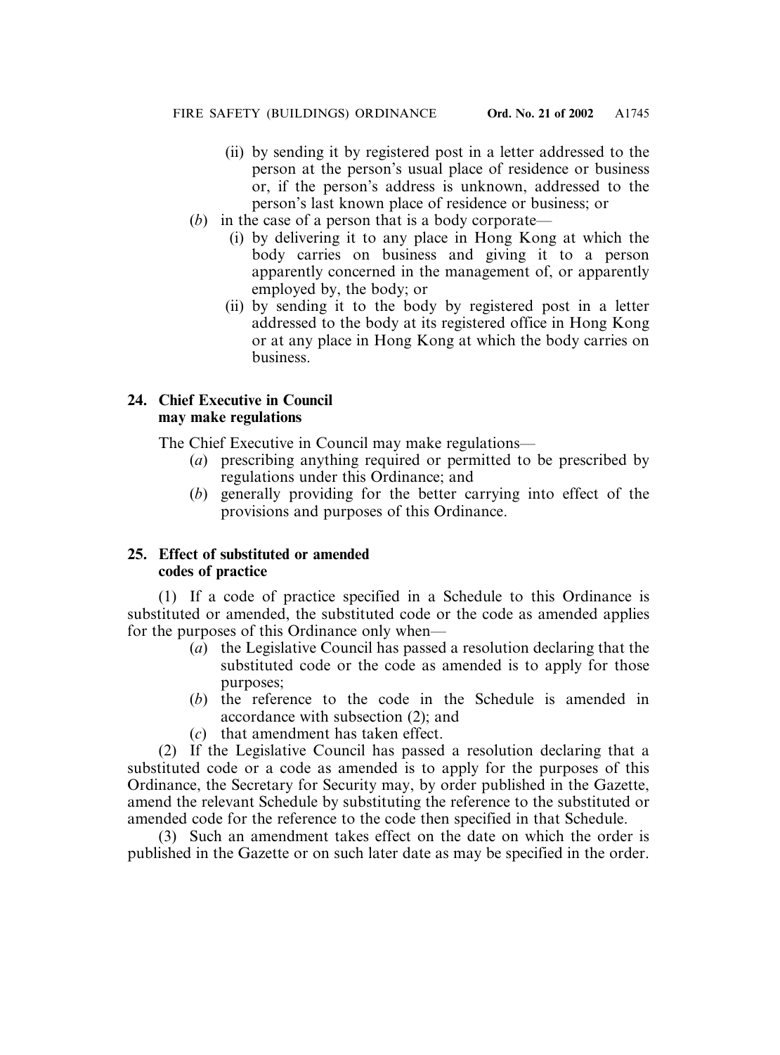(ii) by sending it by registered post in a letter addressed to the person at the person's usual place of residence or business or, if the person's address is unknown, addressed to the person's last known place of residence or business; or

(*b*) in the case of a person that is a body corporate—

(i) by delivering it to any place in Hong Kong at which the body carries on business and giving it to a person apparently concerned in the management of, or apparently employed by, the body; or

(ii) by sending it to the body by registered post in a letter addressed to the body at its registered office in Hong Kong or at any place in Hong Kong at which the body carries on business.

**24. Chief Executive in Council may make regulations**

The Chief Executive in Council may make regulations—

(*a*) prescribing anything required or permitted to be prescribed by regulations under this Ordinance; and

(*b*) generally providing for the better carrying into effect of the provisions and purposes of this Ordinance.

**25. Effect of substituted or amended codes of practice**

(1) If a code of practice specified in a Schedule to this Ordinance is substituted or amended, the substituted code or the code as amended applies for the purposes of this Ordinance only when—

(*a*) the Legislative Council has passed a resolution declaring that the substituted code or the code as amended is to apply for those purposes;

(*b*) the reference to the code in the Schedule is amended in accordance with subsection (2); and

(*c*) that amendment has taken effect.

(2) If the Legislative Council has passed a resolution declaring that a substituted code or a code as amended is to apply for the purposes of this Ordinance, the Secretary for Security may, by order published in the Gazette, amend the relevant Schedule by substituting the reference to the substituted or amended code for the reference to the code then specified in that Schedule.

(3) Such an amendment takes effect on the date on which the order is published in the Gazette or on such later date as may be specified in the order.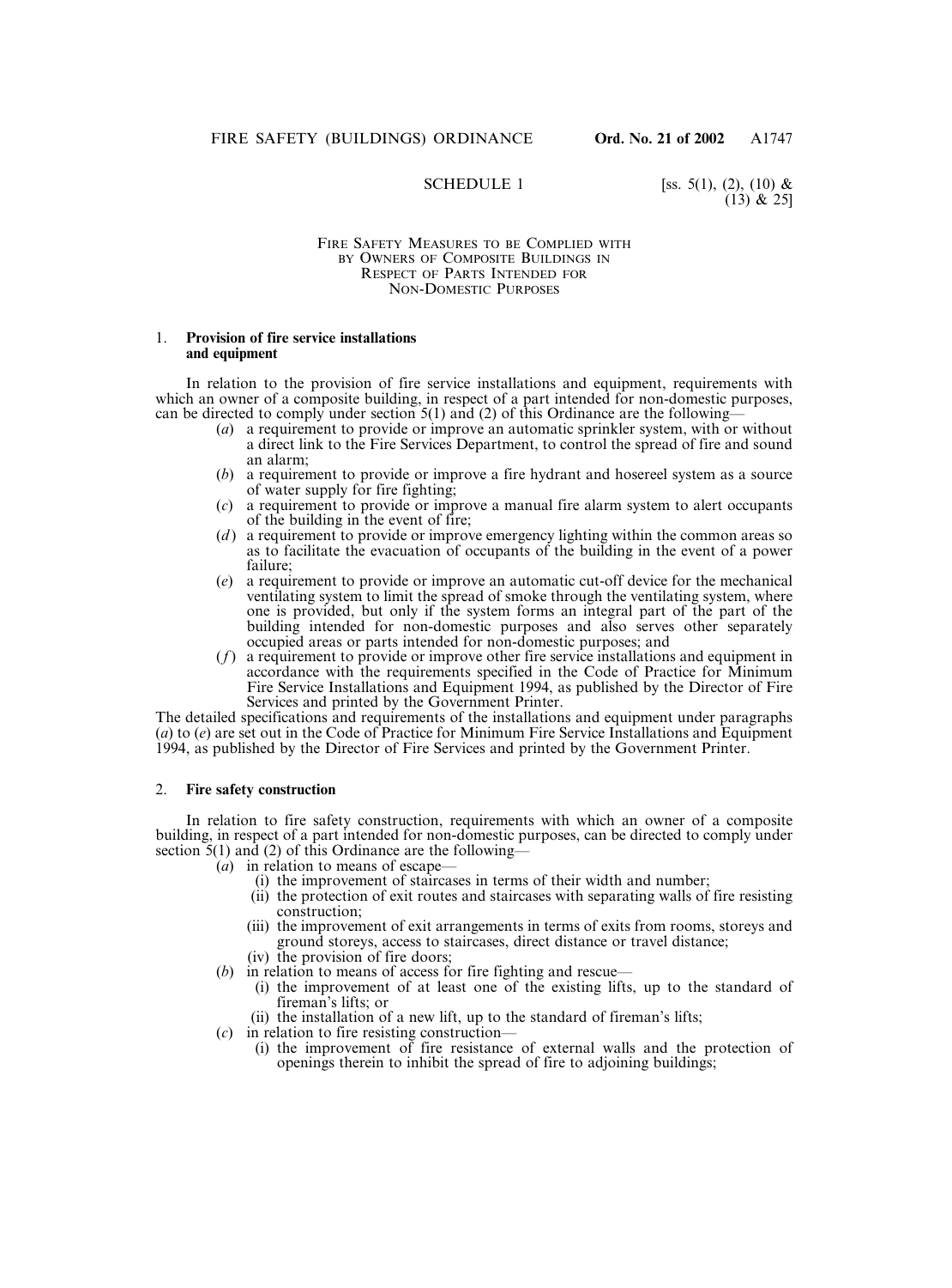SCHEDULE 1 [ss. 5(1), (2), (10) & (13) & 25]

FIRE SAFETY MEASURES TO BE COMPLIED WITH BY OWNERS OF COMPOSITE BUILDINGS IN RESPECT OF PARTS INTENDED FOR NON-DOMESTIC PURPOSES

1. **Provision of fire service installations and equipment**

In relation to the provision of fire service installations and equipment, requirements with which an owner of a composite building, in respect of a part intended for non-domestic purposes, can be directed to comply under section 5(1) and (2) of this Ordinance are the following—

(*a*) a requirement to provide or improve an automatic sprinkler system, with or without a direct link to the Fire Services Department, to control the spread of fire and sound an alarm;

(*b*) a requirement to provide or improve a fire hydrant and hosereel system as a source of water supply for fire fighting;

(*c*) a requirement to provide or improve a manual fire alarm system to alert occupants of the building in the event of fire;

(*d*) a requirement to provide or improve emergency lighting within the common areas so as to facilitate the evacuation of occupants of the building in the event of a power failure;

(*e*) a requirement to provide or improve an automatic cut-off device for the mechanical ventilating system to limit the spread of smoke through the ventilating system, where one is provided, but only if the system forms an integral part of the part of the building intended for non-domestic purposes and also serves other separately occupied areas or parts intended for non-domestic purposes; and

(*f*) a requirement to provide or improve other fire service installations and equipment in accordance with the requirements specified in the Code of Practice for Minimum Fire Service Installations and Equipment 1994, as published by the Director of Fire Services and printed by the Government Printer.

The detailed specifications and requirements of the installations and equipment under paragraphs (*a*) to (*e*) are set out in the Code of Practice for Minimum Fire Service Installations and Equipment 1994, as published by the Director of Fire Services and printed by the Government Printer.

2. **Fire safety construction**

In relation to fire safety construction, requirements with which an owner of a composite building, in respect of a part intended for non-domestic purposes, can be directed to comply under section 5(1) and (2) of this Ordinance are the following—

(*a*) in relation to means of escape—

(i) the improvement of staircases in terms of their width and number;

(ii) the protection of exit routes and staircases with separating walls of fire resisting construction;

(iii) the improvement of exit arrangements in terms of exits from rooms, storeys and ground storeys, access to staircases, direct distance or travel distance;

(iv) the provision of fire doors;

(*b*) in relation to means of access for fire fighting and rescue—

(i) the improvement of at least one of the existing lifts, up to the standard of fireman's lifts; or

(ii) the installation of a new lift, up to the standard of fireman's lifts;

(*c*) in relation to fire resisting construction—

(i) the improvement of fire resistance of external walls and the protection of openings therein to inhibit the spread of fire to adjoining buildings;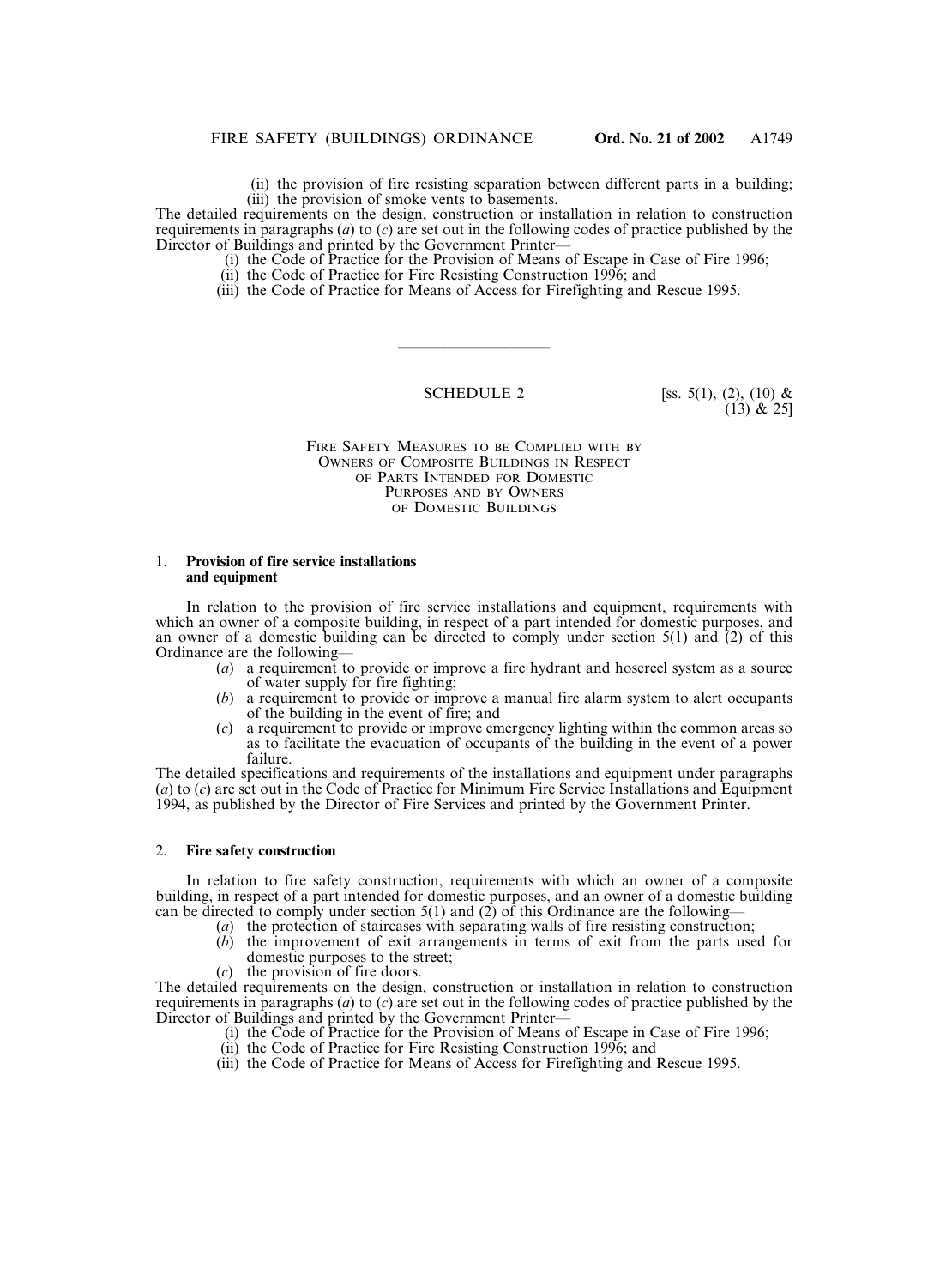(ii) the provision of fire resisting separation between different parts in a building;

(iii) the provision of smoke vents to basements.

The detailed requirements on the design, construction or installation in relation to construction requirements in paragraphs (*a*) to (*c*) are set out in the following codes of practice published by the Director of Buildings and printed by the Government Printer—

(i) the Code of Practice for the Provision of Means of Escape in Case of Fire 1996;

(ii) the Code of Practice for Fire Resisting Construction 1996; and

(iii) the Code of Practice for Means of Access for Firefighting and Rescue 1995.

---

## SCHEDULE 2

[ss. 5(1), (2), (10) & (13) & 25]

### FIRE SAFETY MEASURES TO BE COMPLIED WITH BY OWNERS OF COMPOSITE BUILDINGS IN RESPECT OF PARTS INTENDED FOR DOMESTIC PURPOSES AND BY OWNERS OF DOMESTIC BUILDINGS

1. **Provision of fire service installations and equipment**

In relation to the provision of fire service installations and equipment, requirements with which an owner of a composite building, in respect of a part intended for domestic purposes, and an owner of a domestic building can be directed to comply under section 5(1) and (2) of this Ordinance are the following—

(*a*) a requirement to provide or improve a fire hydrant and hosereel system as a source of water supply for fire fighting;

(*b*) a requirement to provide or improve a manual fire alarm system to alert occupants of the building in the event of fire; and

(*c*) a requirement to provide or improve emergency lighting within the common areas so as to facilitate the evacuation of occupants of the building in the event of a power failure.

The detailed specifications and requirements of the installations and equipment under paragraphs (*a*) to (*c*) are set out in the Code of Practice for Minimum Fire Service Installations and Equipment 1994, as published by the Director of Fire Services and printed by the Government Printer.

2. **Fire safety construction**

In relation to fire safety construction, requirements with which an owner of a composite building, in respect of a part intended for domestic purposes, and an owner of a domestic building can be directed to comply under section 5(1) and (2) of this Ordinance are the following—

(*a*) the protection of staircases with separating walls of fire resisting construction;

(*b*) the improvement of exit arrangements in terms of exit from the parts used for domestic purposes to the street;

(*c*) the provision of fire doors.

The detailed requirements on the design, construction or installation in relation to construction requirements in paragraphs (*a*) to (*c*) are set out in the following codes of practice published by the Director of Buildings and printed by the Government Printer—

(i) the Code of Practice for the Provision of Means of Escape in Case of Fire 1996;

(ii) the Code of Practice for Fire Resisting Construction 1996; and

(iii) the Code of Practice for Means of Access for Firefighting and Rescue 1995.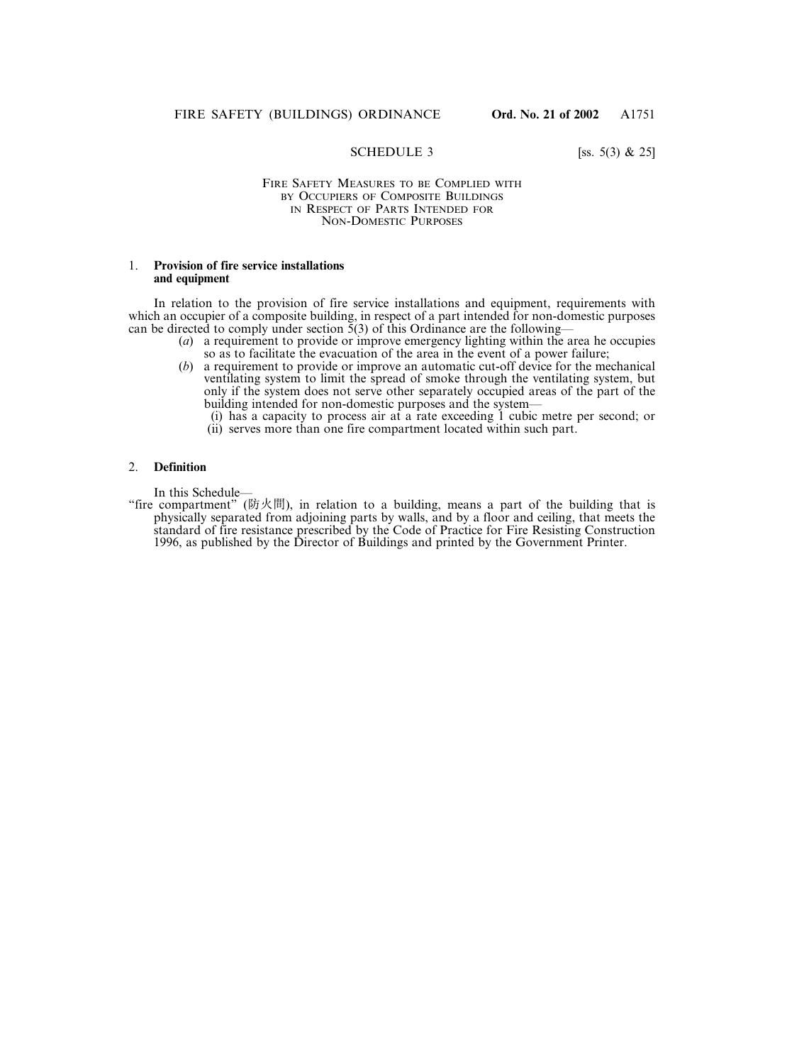## SCHEDULE 3 [ss. 5(3) & 25]

### Fire Safety Measures to be Complied with by Occupiers of Composite Buildings in Respect of Parts Intended for Non-Domestic Purposes

1. **Provision of fire service installations and equipment**

In relation to the provision of fire service installations and equipment, requirements with which an occupier of a composite building, in respect of a part intended for non-domestic purposes can be directed to comply under section 5(3) of this Ordinance are the following—

(*a*) a requirement to provide or improve emergency lighting within the area he occupies so as to facilitate the evacuation of the area in the event of a power failure;

(*b*) a requirement to provide or improve an automatic cut-off device for the mechanical ventilating system to limit the spread of smoke through the ventilating system, but only if the system does not serve other separately occupied areas of the part of the building intended for non-domestic purposes and the system—

(i) has a capacity to process air at a rate exceeding 1 cubic metre per second; or

(ii) serves more than one fire compartment located within such part.

2. **Definition**

In this Schedule—

"fire compartment" (防火間), in relation to a building, means a part of the building that is physically separated from adjoining parts by walls, and by a floor and ceiling, that meets the standard of fire resistance prescribed by the Code of Practice for Fire Resisting Construction 1996, as published by the Director of Buildings and printed by the Government Printer.